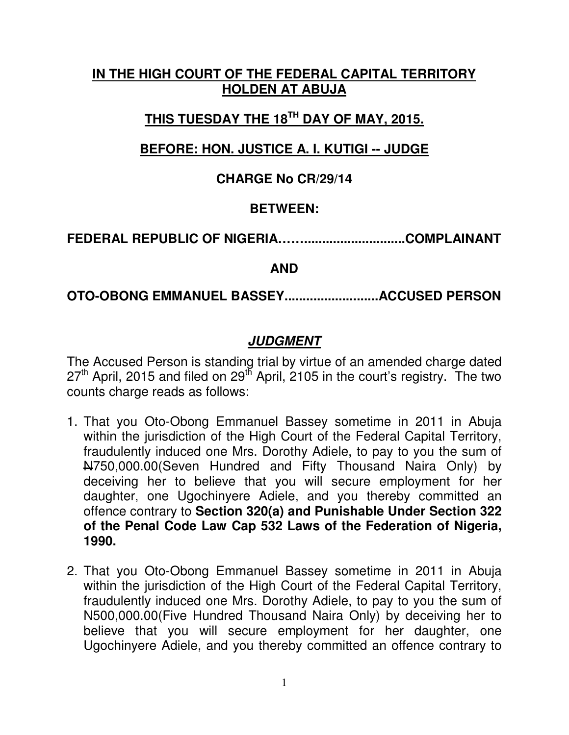**IN THE HIGH COURT OF THE FEDERAL CAPITAL TERRITORY HOLDEN AT ABUJA**

**THIS TUESDAY THE 18TH DAY OF MAY, 2015.**

**BEFORE: HON. JUSTICE A. I. KUTIGI -- JUDGE**

**CHARGE No CR/29/14**

**BETWEEN:**

**FEDERAL REPUBLIC OF NIGERIA…….............................COMPLAINANT**

**AND**

**OTO-OBONG EMMANUEL BASSEY..........................ACCUSED PERSON**

## ***JUDGMENT***

The Accused Person is standing trial by virtue of an amended charge dated 27th April, 2015 and filed on 29th April, 2105 in the court's registry. The two counts charge reads as follows:

1. That you Oto-Obong Emmanuel Bassey sometime in 2011 in Abuja within the jurisdiction of the High Court of the Federal Capital Territory, fraudulently induced one Mrs. Dorothy Adiele, to pay to you the sum of ₦750,000.00(Seven Hundred and Fifty Thousand Naira Only) by deceiving her to believe that you will secure employment for her daughter, one Ugochinyere Adiele, and you thereby committed an offence contrary to **Section 320(a) and Punishable Under Section 322 of the Penal Code Law Cap 532 Laws of the Federation of Nigeria, 1990.**

2. That you Oto-Obong Emmanuel Bassey sometime in 2011 in Abuja within the jurisdiction of the High Court of the Federal Capital Territory, fraudulently induced one Mrs. Dorothy Adiele, to pay to you the sum of N500,000.00(Five Hundred Thousand Naira Only) by deceiving her to believe that you will secure employment for her daughter, one Ugochinyere Adiele, and you thereby committed an offence contrary to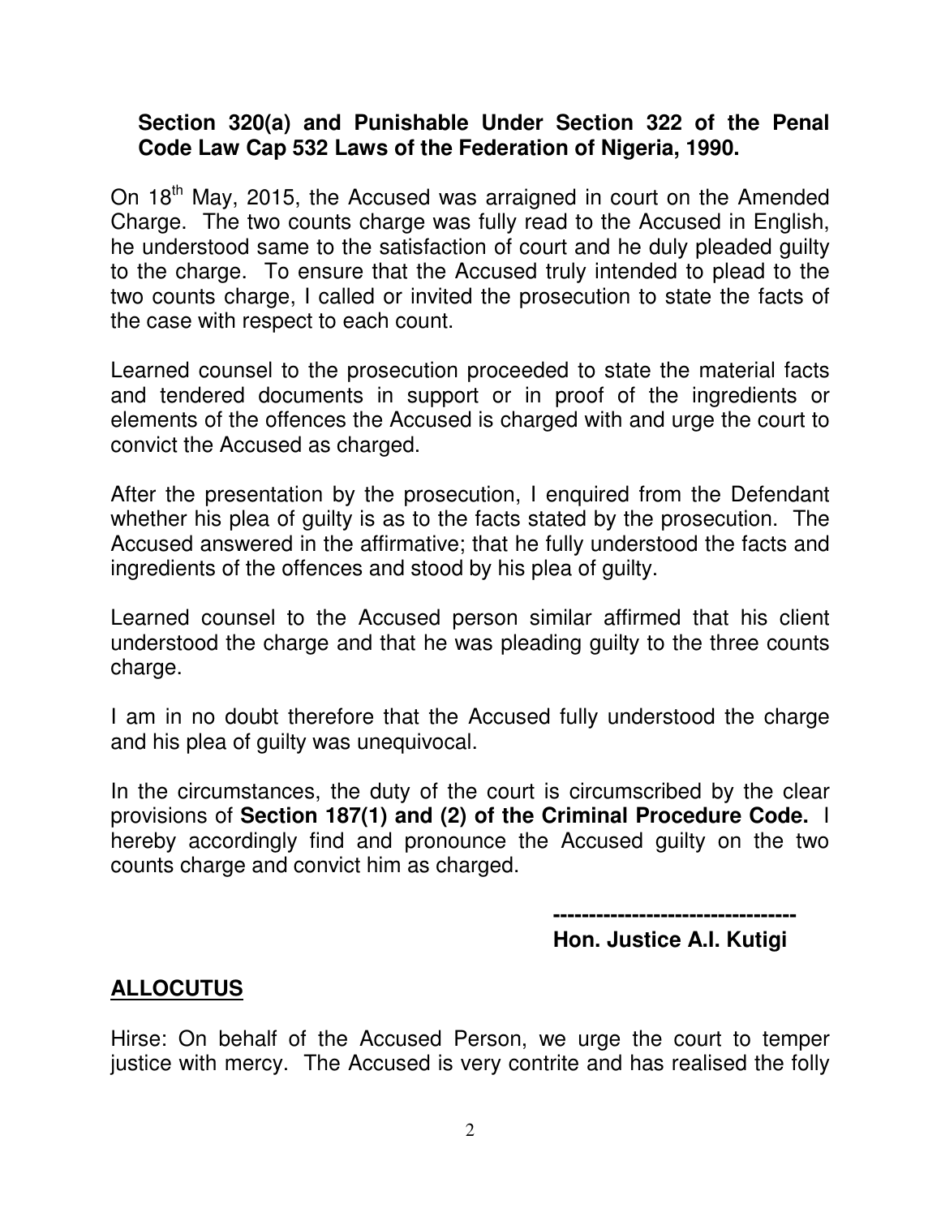**Section 320(a) and Punishable Under Section 322 of the Penal Code Law Cap 532 Laws of the Federation of Nigeria, 1990.**

On 18th May, 2015, the Accused was arraigned in court on the Amended Charge. The two counts charge was fully read to the Accused in English, he understood same to the satisfaction of court and he duly pleaded guilty to the charge. To ensure that the Accused truly intended to plead to the two counts charge, I called or invited the prosecution to state the facts of the case with respect to each count.

Learned counsel to the prosecution proceeded to state the material facts and tendered documents in support or in proof of the ingredients or elements of the offences the Accused is charged with and urge the court to convict the Accused as charged.

After the presentation by the prosecution, I enquired from the Defendant whether his plea of guilty is as to the facts stated by the prosecution. The Accused answered in the affirmative; that he fully understood the facts and ingredients of the offences and stood by his plea of guilty.

Learned counsel to the Accused person similar affirmed that his client understood the charge and that he was pleading guilty to the three counts charge.

I am in no doubt therefore that the Accused fully understood the charge and his plea of guilty was unequivocal.

In the circumstances, the duty of the court is circumscribed by the clear provisions of **Section 187(1) and (2) of the Criminal Procedure Code.** I hereby accordingly find and pronounce the Accused guilty on the two counts charge and convict him as charged.

**----------------------------------**
**Hon. Justice A.I. Kutigi**

## ALLOCUTUS

Hirse: On behalf of the Accused Person, we urge the court to temper justice with mercy. The Accused is very contrite and has realised the folly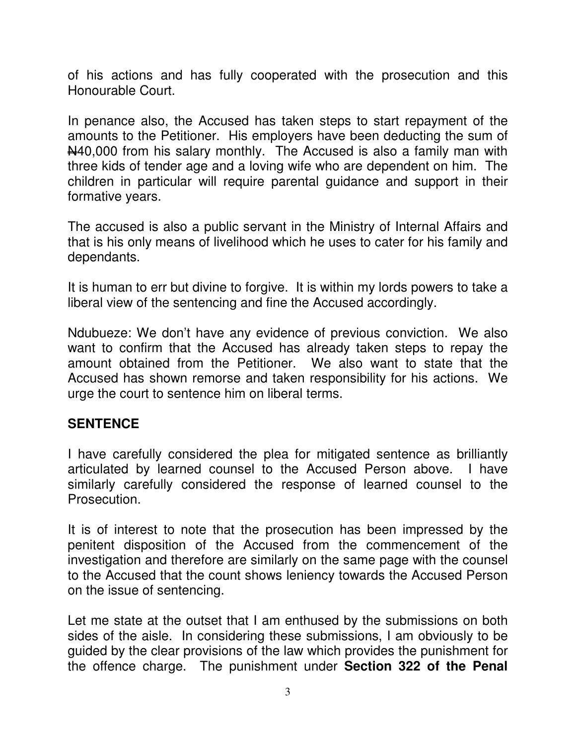of his actions and has fully cooperated with the prosecution and this Honourable Court.

In penance also, the Accused has taken steps to start repayment of the amounts to the Petitioner. His employers have been deducting the sum of ₦40,000 from his salary monthly. The Accused is also a family man with three kids of tender age and a loving wife who are dependent on him. The children in particular will require parental guidance and support in their formative years.

The accused is also a public servant in the Ministry of Internal Affairs and that is his only means of livelihood which he uses to cater for his family and dependants.

It is human to err but divine to forgive. It is within my lords powers to take a liberal view of the sentencing and fine the Accused accordingly.

Ndubueze: We don't have any evidence of previous conviction. We also want to confirm that the Accused has already taken steps to repay the amount obtained from the Petitioner. We also want to state that the Accused has shown remorse and taken responsibility for his actions. We urge the court to sentence him on liberal terms.

## SENTENCE

I have carefully considered the plea for mitigated sentence as brilliantly articulated by learned counsel to the Accused Person above. I have similarly carefully considered the response of learned counsel to the Prosecution.

It is of interest to note that the prosecution has been impressed by the penitent disposition of the Accused from the commencement of the investigation and therefore are similarly on the same page with the counsel to the Accused that the count shows leniency towards the Accused Person on the issue of sentencing.

Let me state at the outset that I am enthused by the submissions on both sides of the aisle. In considering these submissions, I am obviously to be guided by the clear provisions of the law which provides the punishment for the offence charge. The punishment under **Section 322 of the Penal**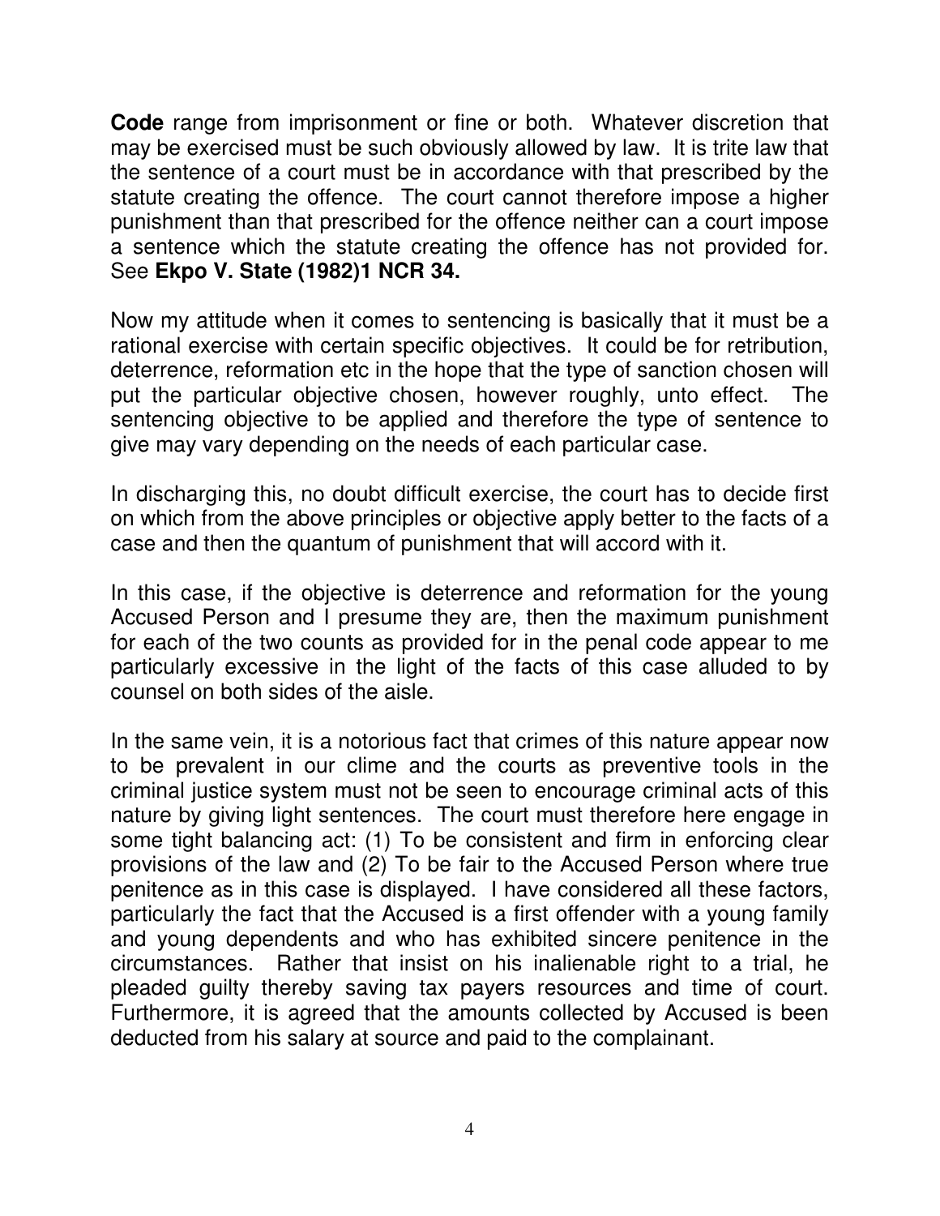**Code** range from imprisonment or fine or both. Whatever discretion that may be exercised must be such obviously allowed by law. It is trite law that the sentence of a court must be in accordance with that prescribed by the statute creating the offence. The court cannot therefore impose a higher punishment than that prescribed for the offence neither can a court impose a sentence which the statute creating the offence has not provided for. See **Ekpo V. State (1982)1 NCR 34.**

Now my attitude when it comes to sentencing is basically that it must be a rational exercise with certain specific objectives. It could be for retribution, deterrence, reformation etc in the hope that the type of sanction chosen will put the particular objective chosen, however roughly, unto effect. The sentencing objective to be applied and therefore the type of sentence to give may vary depending on the needs of each particular case.

In discharging this, no doubt difficult exercise, the court has to decide first on which from the above principles or objective apply better to the facts of a case and then the quantum of punishment that will accord with it.

In this case, if the objective is deterrence and reformation for the young Accused Person and I presume they are, then the maximum punishment for each of the two counts as provided for in the penal code appear to me particularly excessive in the light of the facts of this case alluded to by counsel on both sides of the aisle.

In the same vein, it is a notorious fact that crimes of this nature appear now to be prevalent in our clime and the courts as preventive tools in the criminal justice system must not be seen to encourage criminal acts of this nature by giving light sentences. The court must therefore here engage in some tight balancing act: (1) To be consistent and firm in enforcing clear provisions of the law and (2) To be fair to the Accused Person where true penitence as in this case is displayed. I have considered all these factors, particularly the fact that the Accused is a first offender with a young family and young dependents and who has exhibited sincere penitence in the circumstances. Rather that insist on his inalienable right to a trial, he pleaded guilty thereby saving tax payers resources and time of court. Furthermore, it is agreed that the amounts collected by Accused is been deducted from his salary at source and paid to the complainant.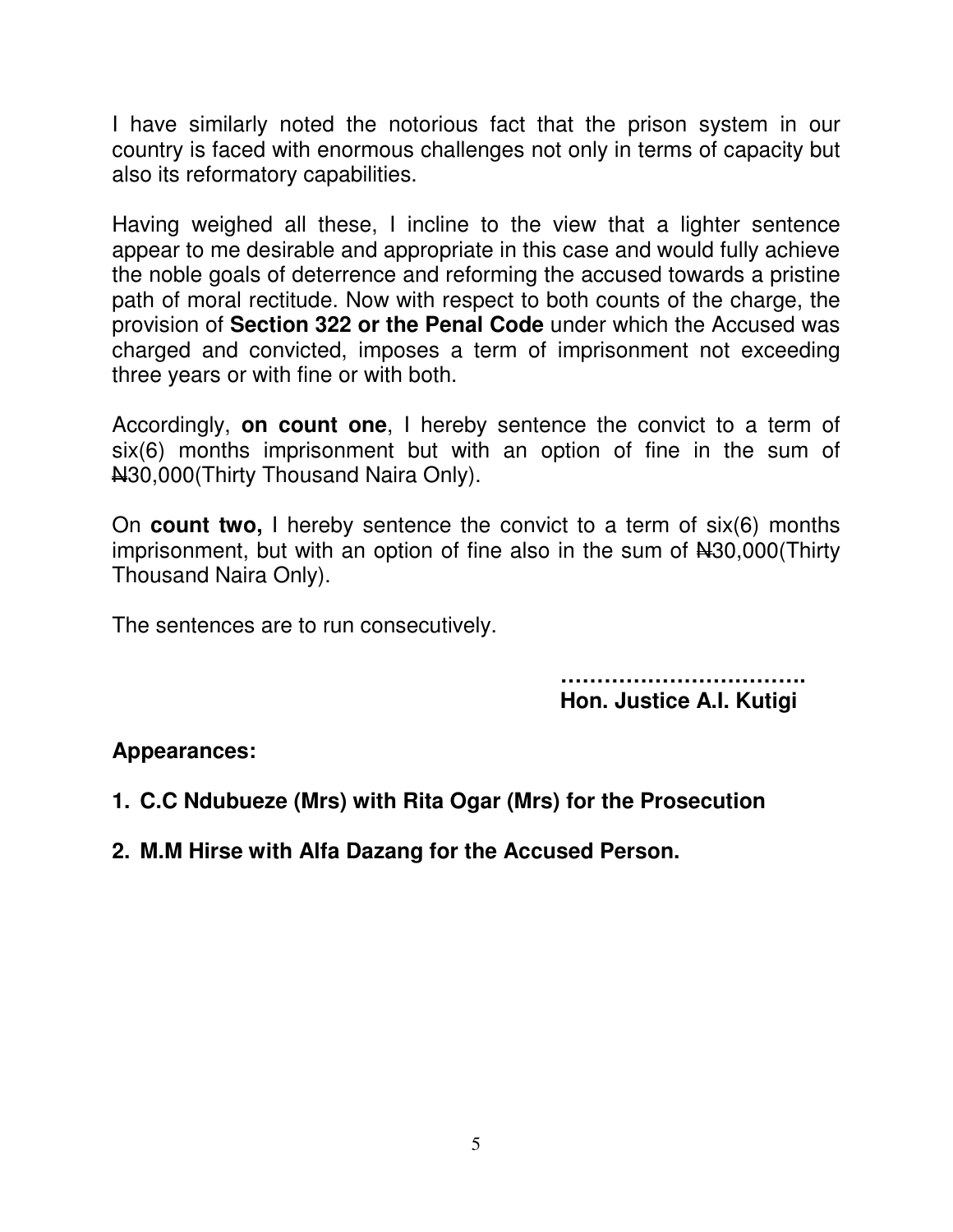I have similarly noted the notorious fact that the prison system in our country is faced with enormous challenges not only in terms of capacity but also its reformatory capabilities.

Having weighed all these, I incline to the view that a lighter sentence appear to me desirable and appropriate in this case and would fully achieve the noble goals of deterrence and reforming the accused towards a pristine path of moral rectitude. Now with respect to both counts of the charge, the provision of **Section 322 or the Penal Code** under which the Accused was charged and convicted, imposes a term of imprisonment not exceeding three years or with fine or with both.

Accordingly, **on count one**, I hereby sentence the convict to a term of six(6) months imprisonment but with an option of fine in the sum of ₦30,000(Thirty Thousand Naira Only).

On **count two,** I hereby sentence the convict to a term of six(6) months imprisonment, but with an option of fine also in the sum of ₦30,000(Thirty Thousand Naira Only).

The sentences are to run consecutively.

**…………………………….**
**Hon. Justice A.I. Kutigi**

**Appearances:**

1. **C.C Ndubueze (Mrs) with Rita Ogar (Mrs) for the Prosecution**
2. **M.M Hirse with Alfa Dazang for the Accused Person.**